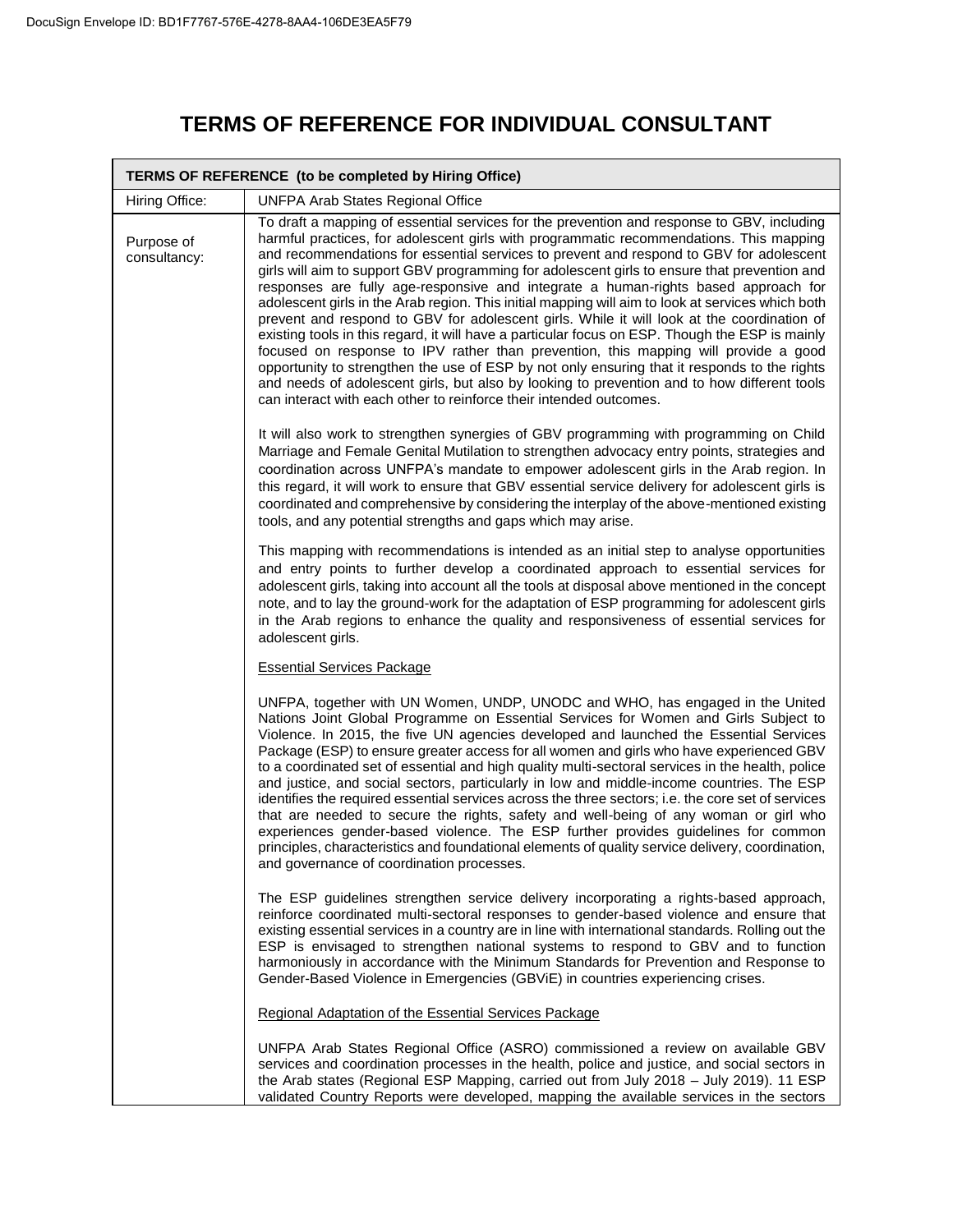# TERMS OF REFERENCE FOR INDIVIDUAL CONSULTANT

| TERMS OF REFERENCE (to be completed by Hiring Office) | |
|---|---|
| Hiring Office: | UNFPA Arab States Regional Office |
| Purpose of consultancy: | To draft a mapping of essential services for the prevention and response to GBV, including harmful practices, for adolescent girls with programmatic recommendations. This mapping and recommendations for essential services to prevent and respond to GBV for adolescent girls will aim to support GBV programming for adolescent girls to ensure that prevention and responses are fully age-responsive and integrate a human-rights based approach for adolescent girls in the Arab region. This initial mapping will aim to look at services which both prevent and respond to GBV for adolescent girls. While it will look at the coordination of existing tools in this regard, it will have a particular focus on ESP. Though the ESP is mainly focused on response to IPV rather than prevention, this mapping will provide a good opportunity to strengthen the use of ESP by not only ensuring that it responds to the rights and needs of adolescent girls, but also by looking to prevention and to how different tools can interact with each other to reinforce their intended outcomes.<br><br>It will also work to strengthen synergies of GBV programming with programming on Child Marriage and Female Genital Mutilation to strengthen advocacy entry points, strategies and coordination across UNFPA's mandate to empower adolescent girls in the Arab region. In this regard, it will work to ensure that GBV essential service delivery for adolescent girls is coordinated and comprehensive by considering the interplay of the above-mentioned existing tools, and any potential strengths and gaps which may arise.<br><br>This mapping with recommendations is intended as an initial step to analyse opportunities and entry points to further develop a coordinated approach to essential services for adolescent girls, taking into account all the tools at disposal above mentioned in the concept note, and to lay the ground-work for the adaptation of ESP programming for adolescent girls in the Arab regions to enhance the quality and responsiveness of essential services for adolescent girls.<br><br><u>Essential Services Package</u><br><br>UNFPA, together with UN Women, UNDP, UNODC and WHO, has engaged in the United Nations Joint Global Programme on Essential Services for Women and Girls Subject to Violence. In 2015, the five UN agencies developed and launched the Essential Services Package (ESP) to ensure greater access for all women and girls who have experienced GBV to a coordinated set of essential and high quality multi-sectoral services in the health, police and justice, and social sectors, particularly in low and middle-income countries. The ESP identifies the required essential services across the three sectors; i.e. the core set of services that are needed to secure the rights, safety and well-being of any woman or girl who experiences gender-based violence. The ESP further provides guidelines for common principles, characteristics and foundational elements of quality service delivery, coordination, and governance of coordination processes.<br><br>The ESP guidelines strengthen service delivery incorporating a rights-based approach, reinforce coordinated multi-sectoral responses to gender-based violence and ensure that existing essential services in a country are in line with international standards. Rolling out the ESP is envisaged to strengthen national systems to respond to GBV and to function harmoniously in accordance with the Minimum Standards for Prevention and Response to Gender-Based Violence in Emergencies (GBViE) in countries experiencing crises.<br><br><u>Regional Adaptation of the Essential Services Package</u><br><br>UNFPA Arab States Regional Office (ASRO) commissioned a review on available GBV services and coordination processes in the health, police and justice, and social sectors in the Arab states (Regional ESP Mapping, carried out from July 2018 – July 2019). 11 ESP validated Country Reports were developed, mapping the available services in the sectors |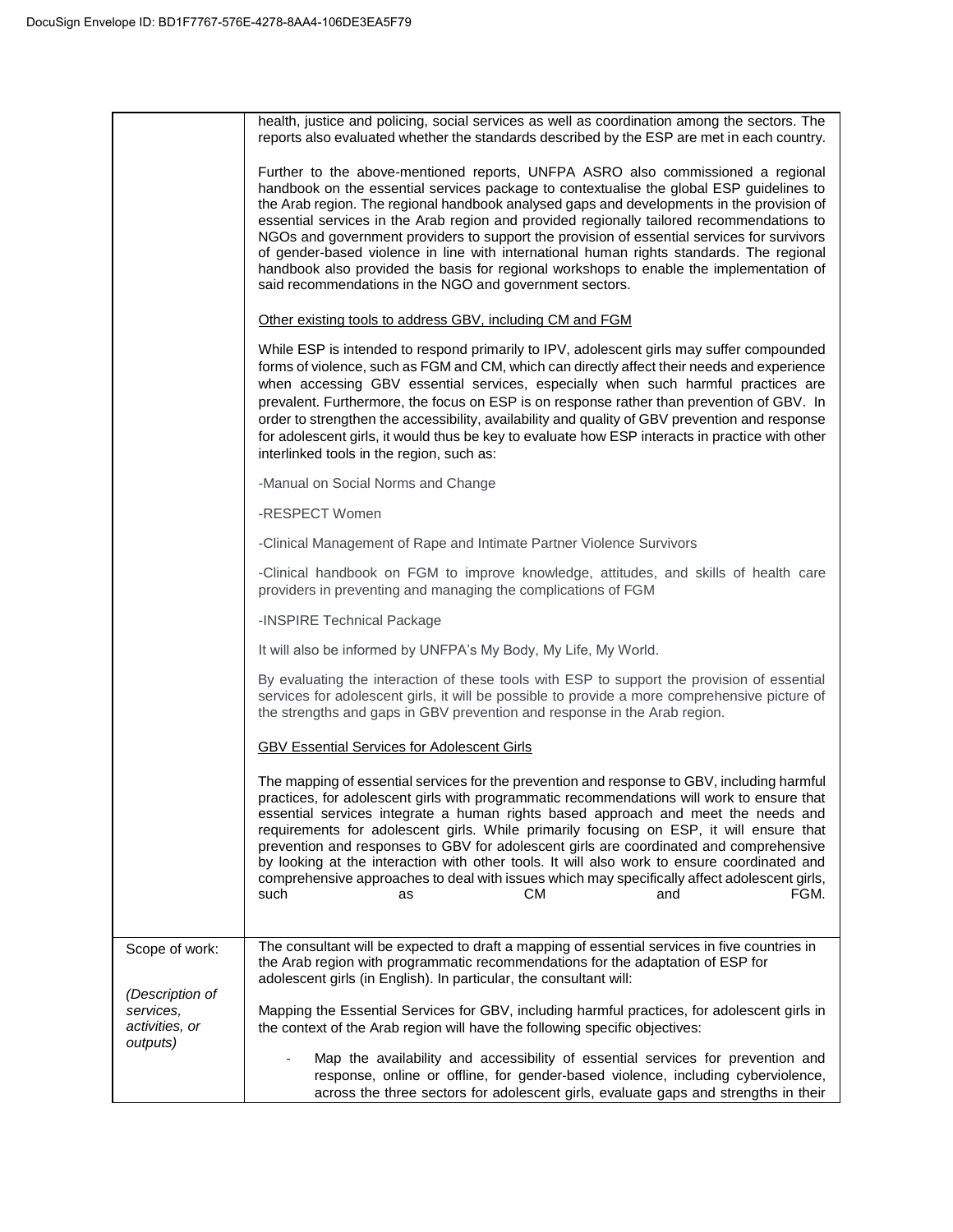| | |
|---|---|
| | health, justice and policing, social services as well as coordination among the sectors. The reports also evaluated whether the standards described by the ESP are met in each country.<br><br>Further to the above-mentioned reports, UNFPA ASRO also commissioned a regional handbook on the essential services package to contextualise the global ESP guidelines to the Arab region. The regional handbook analysed gaps and developments in the provision of essential services in the Arab region and provided regionally tailored recommendations to NGOs and government providers to support the provision of essential services for survivors of gender-based violence in line with international human rights standards. The regional handbook also provided the basis for regional workshops to enable the implementation of said recommendations in the NGO and government sectors.<br><br><u>Other existing tools to address GBV, including CM and FGM</u><br><br>While ESP is intended to respond primarily to IPV, adolescent girls may suffer compounded forms of violence, such as FGM and CM, which can directly affect their needs and experience when accessing GBV essential services, especially when such harmful practices are prevalent. Furthermore, the focus on ESP is on response rather than prevention of GBV. In order to strengthen the accessibility, availability and quality of GBV prevention and response for adolescent girls, it would thus be key to evaluate how ESP interacts in practice with other interlinked tools in the region, such as:<br><br>-Manual on Social Norms and Change<br><br>-RESPECT Women<br><br>-Clinical Management of Rape and Intimate Partner Violence Survivors<br><br>-Clinical handbook on FGM to improve knowledge, attitudes, and skills of health care providers in preventing and managing the complications of FGM<br><br>-INSPIRE Technical Package<br><br>It will also be informed by UNFPA's My Body, My Life, My World.<br><br>By evaluating the interaction of these tools with ESP to support the provision of essential services for adolescent girls, it will be possible to provide a more comprehensive picture of the strengths and gaps in GBV prevention and response in the Arab region.<br><br><u>GBV Essential Services for Adolescent Girls</u><br><br>The mapping of essential services for the prevention and response to GBV, including harmful practices, for adolescent girls with programmatic recommendations will work to ensure that essential services integrate a human rights based approach and meet the needs and requirements for adolescent girls. While primarily focusing on ESP, it will ensure that prevention and responses to GBV for adolescent girls are coordinated and comprehensive by looking at the interaction with other tools. It will also work to ensure coordinated and comprehensive approaches to deal with issues which may specifically affect adolescent girls, such as CM and FGM. |
| Scope of work:<br><br>*(Description of services, activities, or outputs)* | The consultant will be expected to draft a mapping of essential services in five countries in the Arab region with programmatic recommendations for the adaptation of ESP for adolescent girls (in English). In particular, the consultant will:<br><br>Mapping the Essential Services for GBV, including harmful practices, for adolescent girls in the context of the Arab region will have the following specific objectives:<br><br>- Map the availability and accessibility of essential services for prevention and response, online or offline, for gender-based violence, including cyberviolence, across the three sectors for adolescent girls, evaluate gaps and strengths in their |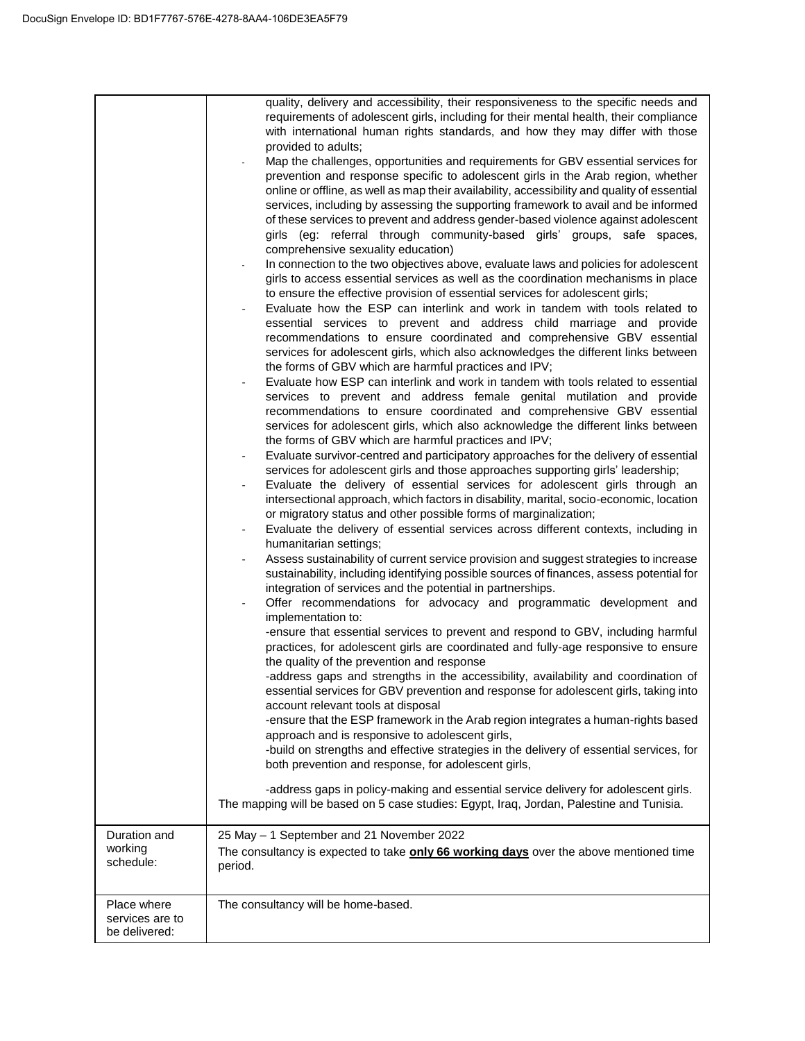| | |
|---|---|
| | quality, delivery and accessibility, their responsiveness to the specific needs and requirements of adolescent girls, including for their mental health, their compliance with international human rights standards, and how they may differ with those provided to adults;<br>- Map the challenges, opportunities and requirements for GBV essential services for prevention and response specific to adolescent girls in the Arab region, whether online or offline, as well as map their availability, accessibility and quality of essential services, including by assessing the supporting framework to avail and be informed of these services to prevent and address gender-based violence against adolescent girls (eg: referral through community-based girls' groups, safe spaces, comprehensive sexuality education)<br>- In connection to the two objectives above, evaluate laws and policies for adolescent girls to access essential services as well as the coordination mechanisms in place to ensure the effective provision of essential services for adolescent girls;<br>- Evaluate how the ESP can interlink and work in tandem with tools related to essential services to prevent and address child marriage and provide recommendations to ensure coordinated and comprehensive GBV essential services for adolescent girls, which also acknowledges the different links between the forms of GBV which are harmful practices and IPV;<br>- Evaluate how ESP can interlink and work in tandem with tools related to essential services to prevent and address female genital mutilation and provide recommendations to ensure coordinated and comprehensive GBV essential services for adolescent girls, which also acknowledge the different links between the forms of GBV which are harmful practices and IPV;<br>- Evaluate survivor-centred and participatory approaches for the delivery of essential services for adolescent girls and those approaches supporting girls' leadership;<br>- Evaluate the delivery of essential services for adolescent girls through an intersectional approach, which factors in disability, marital, socio-economic, location or migratory status and other possible forms of marginalization;<br>- Evaluate the delivery of essential services across different contexts, including in humanitarian settings;<br>- Assess sustainability of current service provision and suggest strategies to increase sustainability, including identifying possible sources of finances, assess potential for integration of services and the potential in partnerships.<br>- Offer recommendations for advocacy and programmatic development and implementation to:<br>-ensure that essential services to prevent and respond to GBV, including harmful practices, for adolescent girls are coordinated and fully-age responsive to ensure the quality of the prevention and response<br>-address gaps and strengths in the accessibility, availability and coordination of essential services for GBV prevention and response for adolescent girls, taking into account relevant tools at disposal<br>-ensure that the ESP framework in the Arab region integrates a human-rights based approach and is responsive to adolescent girls,<br>-build on strengths and effective strategies in the delivery of essential services, for both prevention and response, for adolescent girls,<br><br>-address gaps in policy-making and essential service delivery for adolescent girls.<br>The mapping will be based on 5 case studies: Egypt, Iraq, Jordan, Palestine and Tunisia. |
| Duration and working schedule: | 25 May – 1 September and 21 November 2022<br>The consultancy is expected to take **only 66 working days** over the above mentioned time period. |
| Place where services are to be delivered: | The consultancy will be home-based. |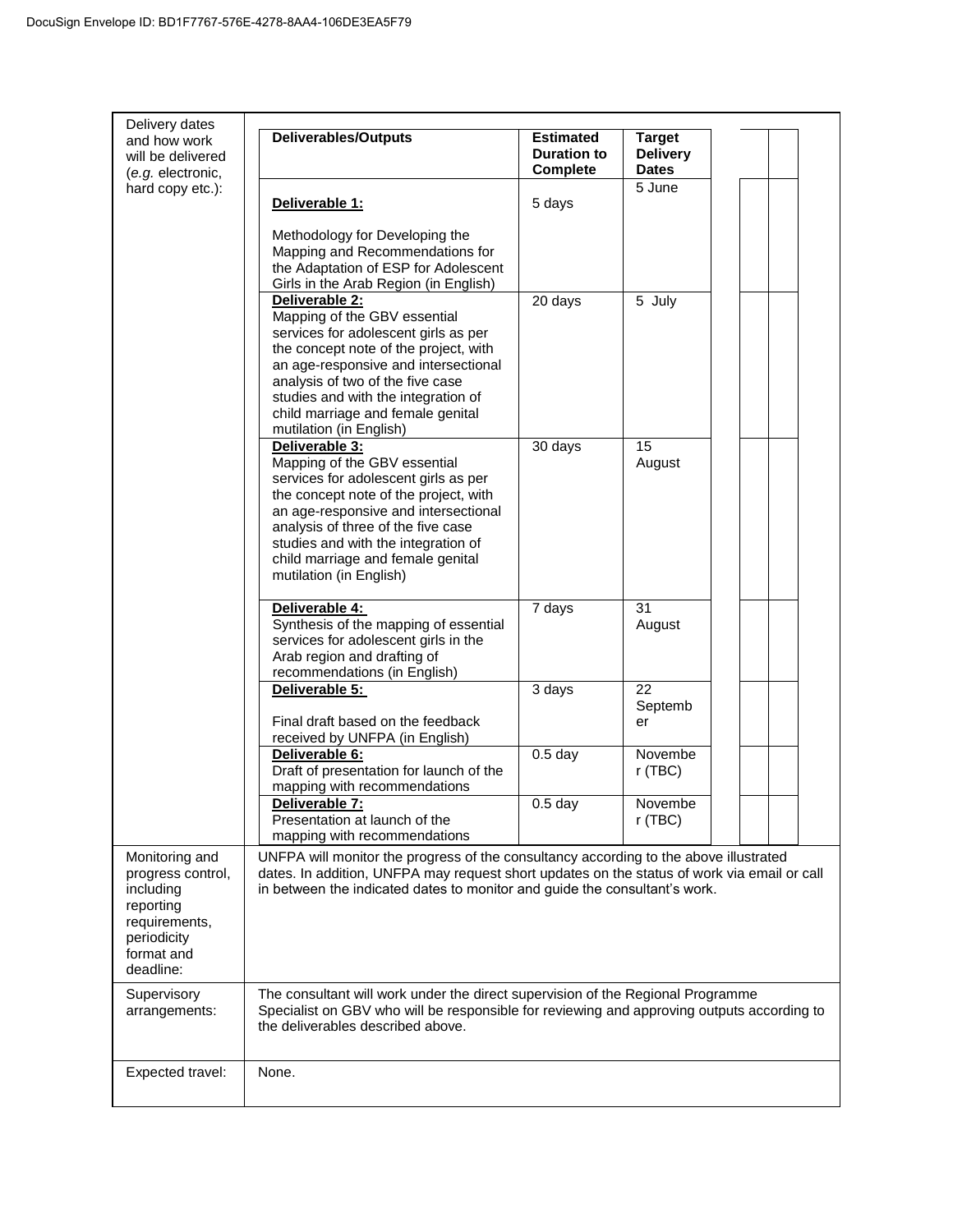| Delivery dates and how work will be delivered (*e.g.* electronic, hard copy etc.): | |
|---|---|

| Deliverables/Outputs | Estimated Duration to Complete | Target Delivery Dates | | |
|---|---|---|---|---|
| **Deliverable 1:** Methodology for Developing the Mapping and Recommendations for the Adaptation of ESP for Adolescent Girls in the Arab Region (in English) | 5 days | 5 June | | |
| **Deliverable 2:** Mapping of the GBV essential services for adolescent girls as per the concept note of the project, with an age-responsive and intersectional analysis of two of the five case studies and with the integration of child marriage and female genital mutilation (in English) | 20 days | 5 July | | |
| **Deliverable 3:** Mapping of the GBV essential services for adolescent girls as per the concept note of the project, with an age-responsive and intersectional analysis of three of the five case studies and with the integration of child marriage and female genital mutilation (in English) | 30 days | 15 August | | |
| **Deliverable 4:** Synthesis of the mapping of essential services for adolescent girls in the Arab region and drafting of recommendations (in English) | 7 days | 31 August | | |
| **Deliverable 5:** Final draft based on the feedback received by UNFPA (in English) | 3 days | 22 September | | |
| **Deliverable 6:** Draft of presentation for launch of the mapping with recommendations | 0.5 day | November (TBC) | | |
| **Deliverable 7:** Presentation at launch of the mapping with recommendations | 0.5 day | November (TBC) | | |

| | |
|---|---|
| Monitoring and progress control, including reporting requirements, periodicity format and deadline: | UNFPA will monitor the progress of the consultancy according to the above illustrated dates. In addition, UNFPA may request short updates on the status of work via email or call in between the indicated dates to monitor and guide the consultant's work. |
| Supervisory arrangements: | The consultant will work under the direct supervision of the Regional Programme Specialist on GBV who will be responsible for reviewing and approving outputs according to the deliverables described above. |
| Expected travel: | None. |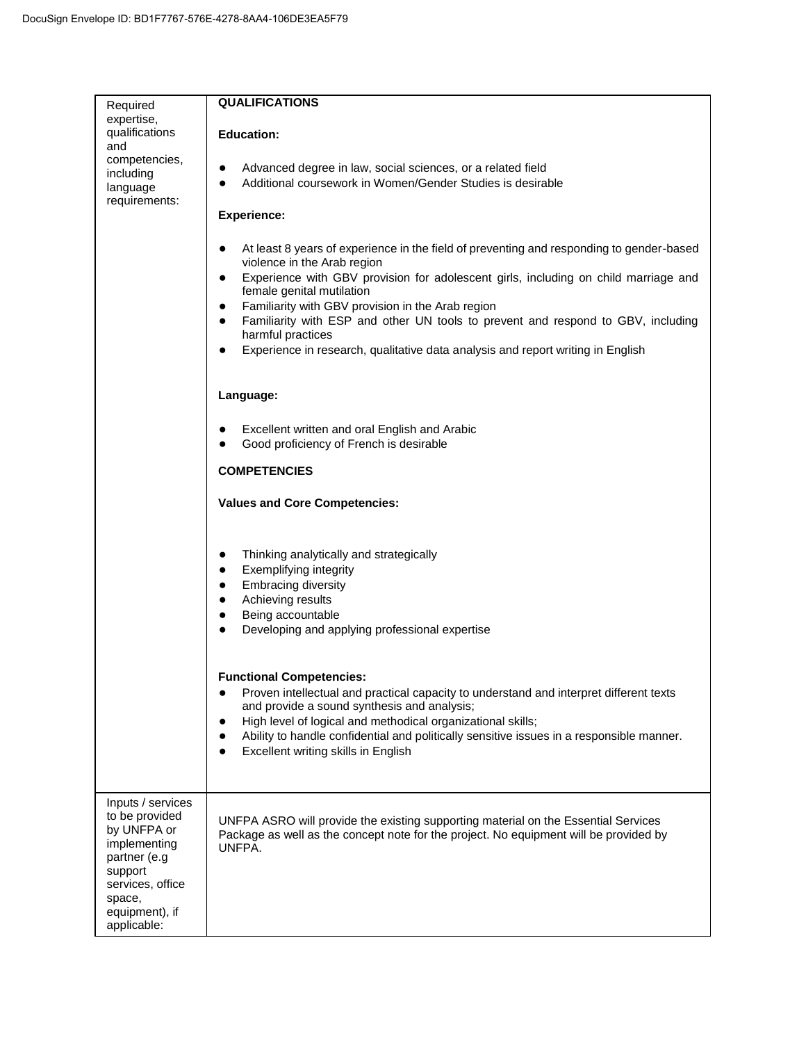| | |
|---|---|
| Required expertise, qualifications and competencies, including language requirements: | **QUALIFICATIONS**<br><br>**Education:**<br><br>● Advanced degree in law, social sciences, or a related field<br>● Additional coursework in Women/Gender Studies is desirable<br><br>**Experience:**<br><br>● At least 8 years of experience in the field of preventing and responding to gender-based violence in the Arab region<br>● Experience with GBV provision for adolescent girls, including on child marriage and female genital mutilation<br>● Familiarity with GBV provision in the Arab region<br>● Familiarity with ESP and other UN tools to prevent and respond to GBV, including harmful practices<br>● Experience in research, qualitative data analysis and report writing in English<br><br>**Language:**<br><br>● Excellent written and oral English and Arabic<br>● Good proficiency of French is desirable<br><br>**COMPETENCIES**<br><br>**Values and Core Competencies:**<br><br>● Thinking analytically and strategically<br>● Exemplifying integrity<br>● Embracing diversity<br>● Achieving results<br>● Being accountable<br>● Developing and applying professional expertise<br><br>**Functional Competencies:**<br>● Proven intellectual and practical capacity to understand and interpret different texts and provide a sound synthesis and analysis;<br>● High level of logical and methodical organizational skills;<br>● Ability to handle confidential and politically sensitive issues in a responsible manner.<br>● Excellent writing skills in English |
| Inputs / services to be provided by UNFPA or implementing partner (e.g support services, office space, equipment), if applicable: | UNFPA ASRO will provide the existing supporting material on the Essential Services Package as well as the concept note for the project. No equipment will be provided by UNFPA. |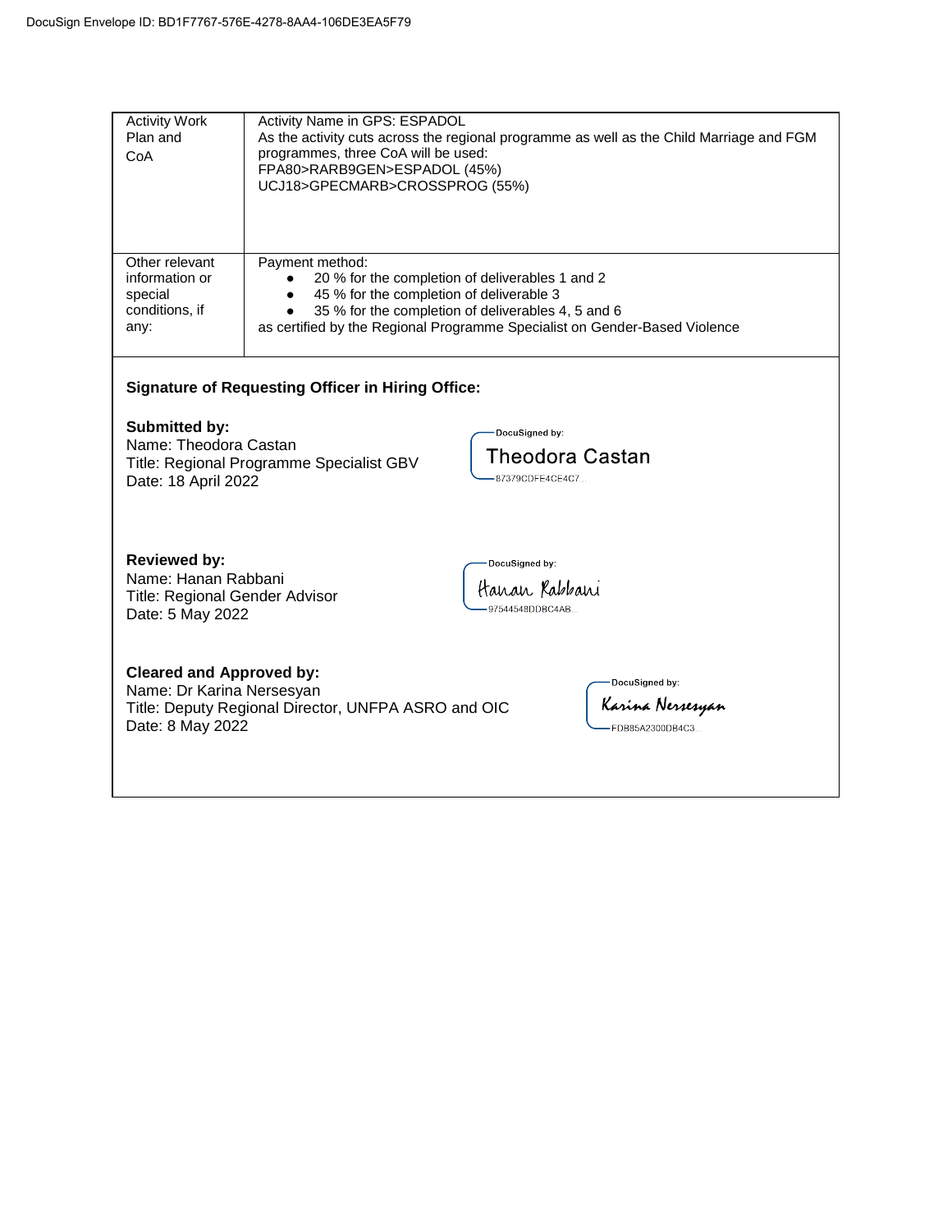| | |
|---|---|
| Activity Work Plan and CoA | Activity Name in GPS: ESPADOL<br>As the activity cuts across the regional programme as well as the Child Marriage and FGM programmes, three CoA will be used:<br>FPA80>RARB9GEN>ESPADOL (45%)<br>UCJ18>GPECMARB>CROSSPROG (55%) |
| Other relevant information or special conditions, if any: | Payment method:<br>• 20 % for the completion of deliverables 1 and 2<br>• 45 % for the completion of deliverable 3<br>• 35 % for the completion of deliverables 4, 5 and 6<br>as certified by the Regional Programme Specialist on Gender-Based Violence |

**Signature of Requesting Officer in Hiring Office:**

**Submitted by:**
Name: Theodora Castan
Title: Regional Programme Specialist GBV
Date: 18 April 2022

DocuSigned by: Theodora Castan
87379CDFE4CE4C7...

**Reviewed by:**
Name: Hanan Rabbani
Title: Regional Gender Advisor
Date: 5 May 2022

DocuSigned by: Hanan Rabbani
97544548DDBC4AB...

**Cleared and Approved by:**
Name: Dr Karina Nersesyan
Title: Deputy Regional Director, UNFPA ASRO and OIC
Date: 8 May 2022

DocuSigned by: Karina Nersesyan
FDB85A2300DB4C3...